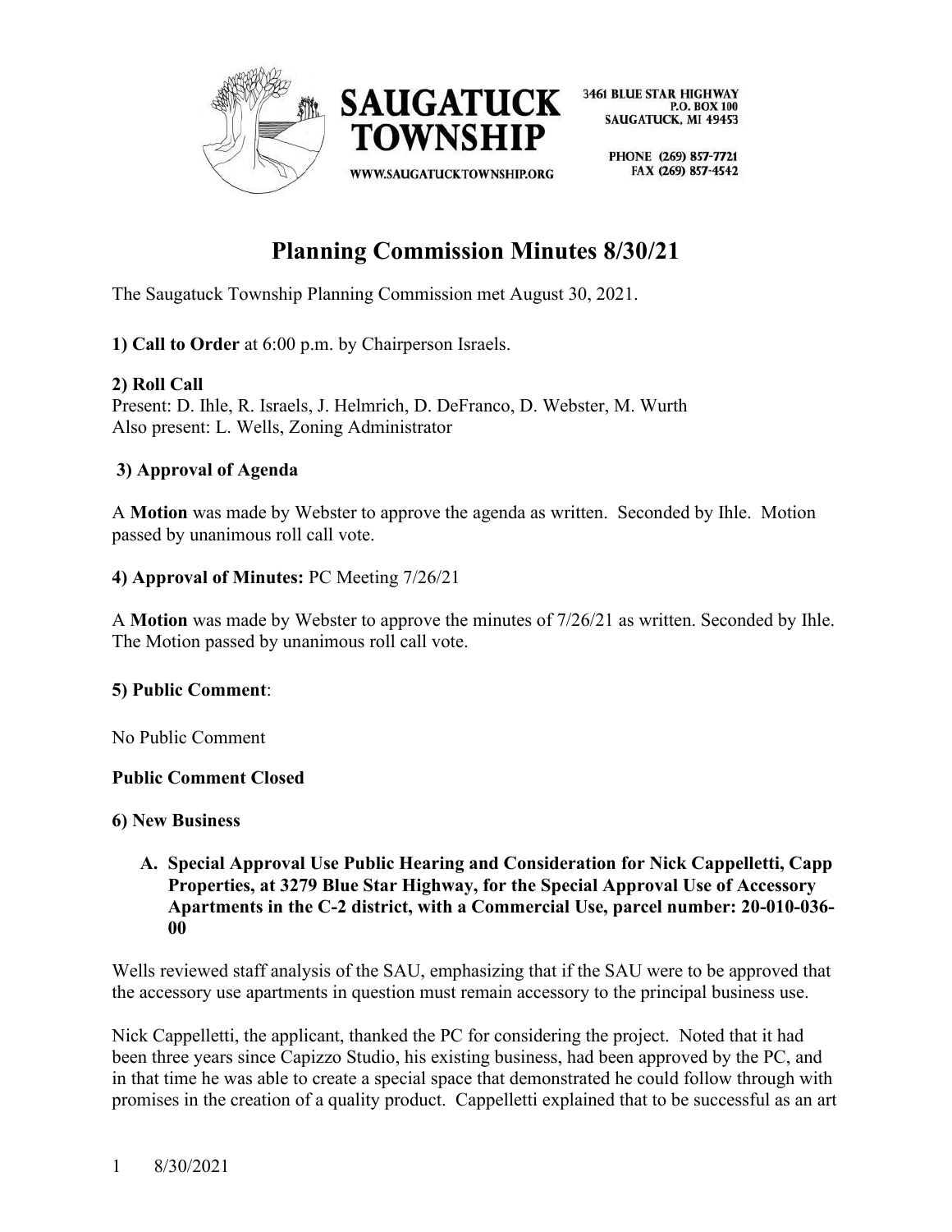SAUGATUCK TOWNSHIP

3461 BLUE STAR HIGHWAY
P.O. BOX 100
SAUGATUCK, MI 49453

PHONE (269) 857-7721
FAX (269) 857-4542

WWW.SAUGATUCKTOWNSHIP.ORG

# Planning Commission Minutes 8/30/21

The Saugatuck Township Planning Commission met August 30, 2021.

**1) Call to Order** at 6:00 p.m. by Chairperson Israels.

**2) Roll Call**
Present: D. Ihle, R. Israels, J. Helmrich, D. DeFranco, D. Webster, M. Wurth
Also present: L. Wells, Zoning Administrator

**3) Approval of Agenda**

A **Motion** was made by Webster to approve the agenda as written. Seconded by Ihle. Motion passed by unanimous roll call vote.

**4) Approval of Minutes:** PC Meeting 7/26/21

A **Motion** was made by Webster to approve the minutes of 7/26/21 as written. Seconded by Ihle. The Motion passed by unanimous roll call vote.

**5) Public Comment**:

No Public Comment

**Public Comment Closed**

**6) New Business**

**A. Special Approval Use Public Hearing and Consideration for Nick Cappelletti, Capp Properties, at 3279 Blue Star Highway, for the Special Approval Use of Accessory Apartments in the C-2 district, with a Commercial Use, parcel number: 20-010-036-00**

Wells reviewed staff analysis of the SAU, emphasizing that if the SAU were to be approved that the accessory use apartments in question must remain accessory to the principal business use.

Nick Cappelletti, the applicant, thanked the PC for considering the project. Noted that it had been three years since Capizzo Studio, his existing business, had been approved by the PC, and in that time he was able to create a special space that demonstrated he could follow through with promises in the creation of a quality product. Cappelletti explained that to be successful as an art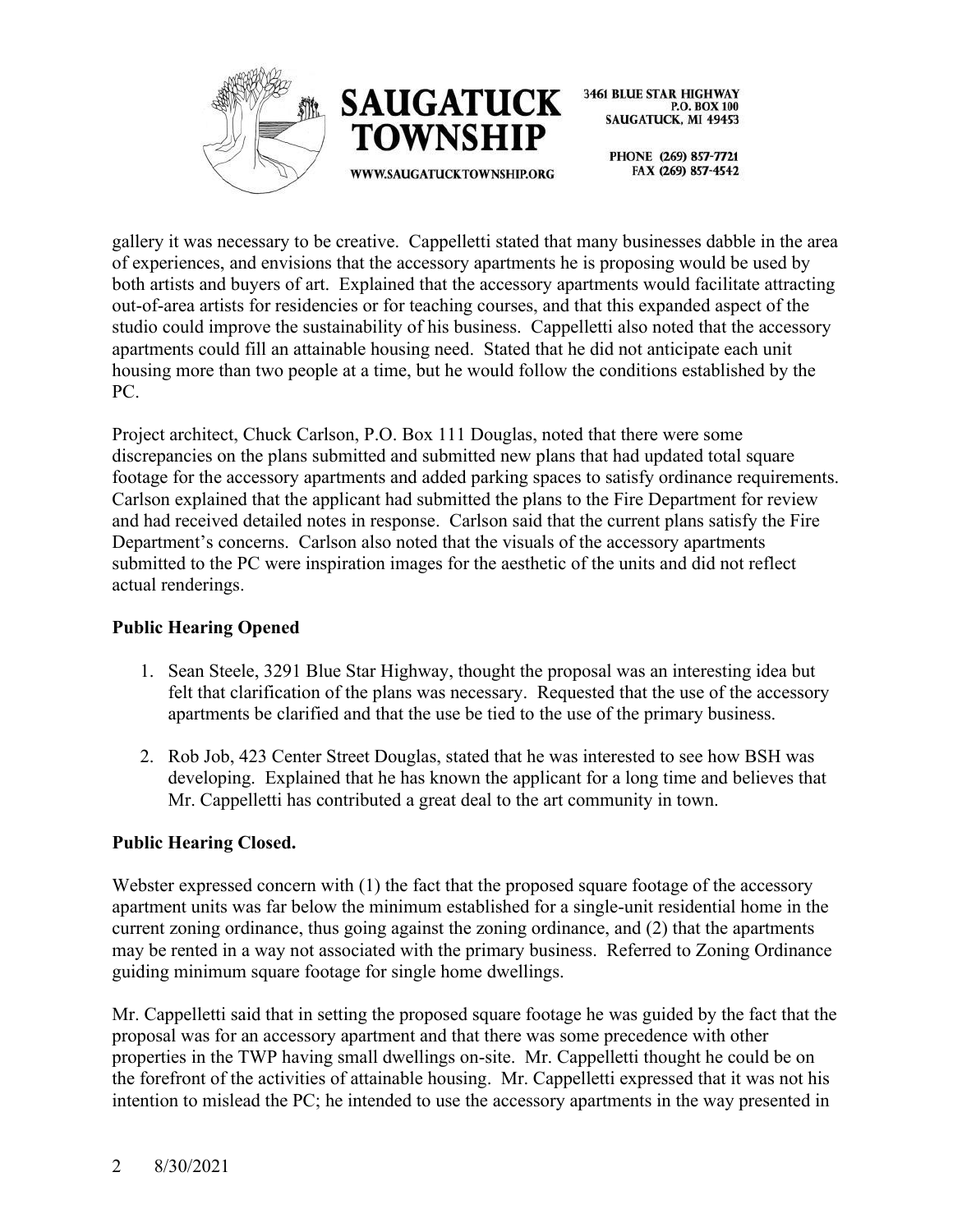gallery it was necessary to be creative. Cappelletti stated that many businesses dabble in the area of experiences, and envisions that the accessory apartments he is proposing would be used by both artists and buyers of art. Explained that the accessory apartments would facilitate attracting out-of-area artists for residencies or for teaching courses, and that this expanded aspect of the studio could improve the sustainability of his business. Cappelletti also noted that the accessory apartments could fill an attainable housing need. Stated that he did not anticipate each unit housing more than two people at a time, but he would follow the conditions established by the PC.

Project architect, Chuck Carlson, P.O. Box 111 Douglas, noted that there were some discrepancies on the plans submitted and submitted new plans that had updated total square footage for the accessory apartments and added parking spaces to satisfy ordinance requirements. Carlson explained that the applicant had submitted the plans to the Fire Department for review and had received detailed notes in response. Carlson said that the current plans satisfy the Fire Department's concerns. Carlson also noted that the visuals of the accessory apartments submitted to the PC were inspiration images for the aesthetic of the units and did not reflect actual renderings.

**Public Hearing Opened**

1. Sean Steele, 3291 Blue Star Highway, thought the proposal was an interesting idea but felt that clarification of the plans was necessary. Requested that the use of the accessory apartments be clarified and that the use be tied to the use of the primary business.

2. Rob Job, 423 Center Street Douglas, stated that he was interested to see how BSH was developing. Explained that he has known the applicant for a long time and believes that Mr. Cappelletti has contributed a great deal to the art community in town.

**Public Hearing Closed.**

Webster expressed concern with (1) the fact that the proposed square footage of the accessory apartment units was far below the minimum established for a single-unit residential home in the current zoning ordinance, thus going against the zoning ordinance, and (2) that the apartments may be rented in a way not associated with the primary business. Referred to Zoning Ordinance guiding minimum square footage for single home dwellings.

Mr. Cappelletti said that in setting the proposed square footage he was guided by the fact that the proposal was for an accessory apartment and that there was some precedence with other properties in the TWP having small dwellings on-site. Mr. Cappelletti thought he could be on the forefront of the activities of attainable housing. Mr. Cappelletti expressed that it was not his intention to mislead the PC; he intended to use the accessory apartments in the way presented in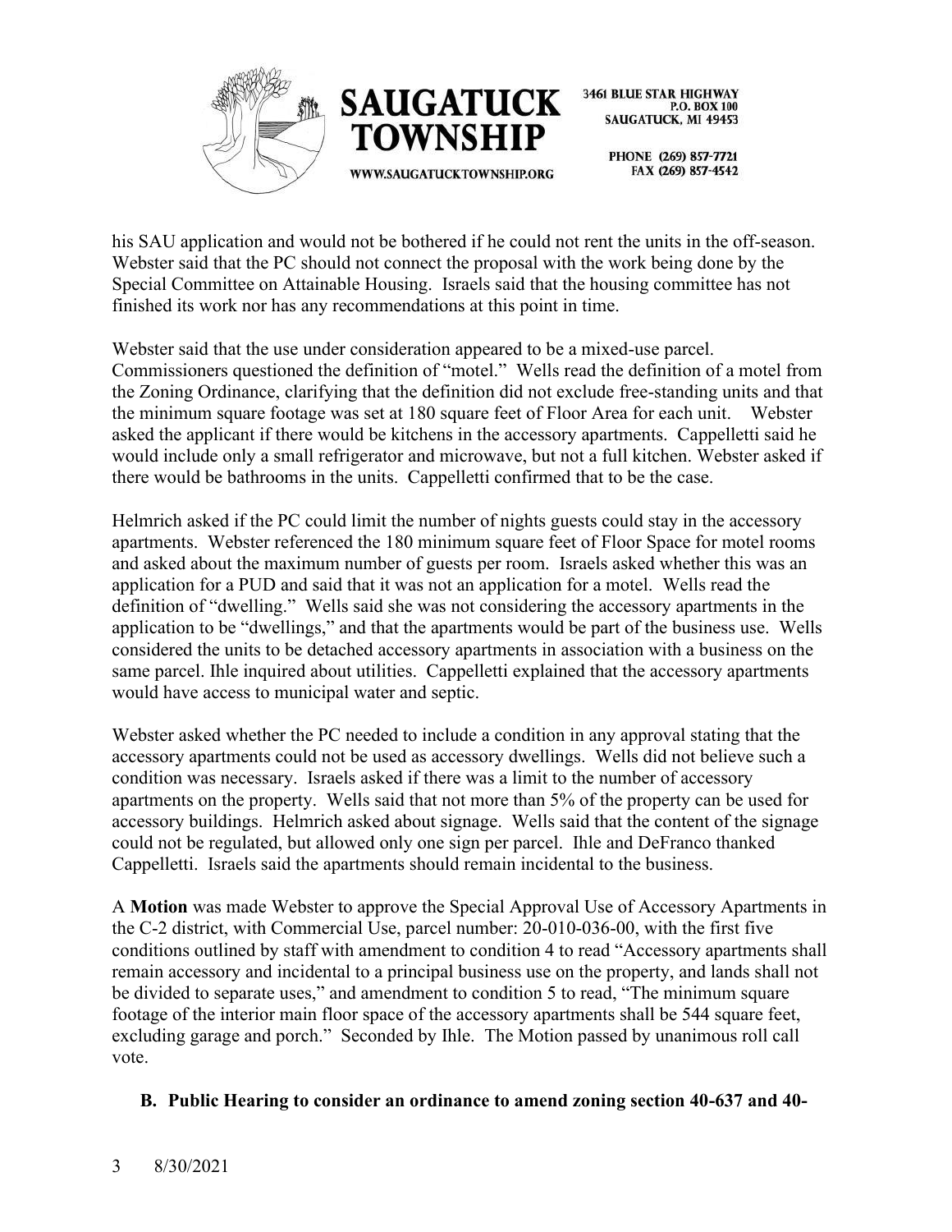his SAU application and would not be bothered if he could not rent the units in the off-season. Webster said that the PC should not connect the proposal with the work being done by the Special Committee on Attainable Housing. Israels said that the housing committee has not finished its work nor has any recommendations at this point in time.

Webster said that the use under consideration appeared to be a mixed-use parcel. Commissioners questioned the definition of "motel." Wells read the definition of a motel from the Zoning Ordinance, clarifying that the definition did not exclude free-standing units and that the minimum square footage was set at 180 square feet of Floor Area for each unit. Webster asked the applicant if there would be kitchens in the accessory apartments. Cappelletti said he would include only a small refrigerator and microwave, but not a full kitchen. Webster asked if there would be bathrooms in the units. Cappelletti confirmed that to be the case.

Helmrich asked if the PC could limit the number of nights guests could stay in the accessory apartments. Webster referenced the 180 minimum square feet of Floor Space for motel rooms and asked about the maximum number of guests per room. Israels asked whether this was an application for a PUD and said that it was not an application for a motel. Wells read the definition of "dwelling." Wells said she was not considering the accessory apartments in the application to be "dwellings," and that the apartments would be part of the business use. Wells considered the units to be detached accessory apartments in association with a business on the same parcel. Ihle inquired about utilities. Cappelletti explained that the accessory apartments would have access to municipal water and septic.

Webster asked whether the PC needed to include a condition in any approval stating that the accessory apartments could not be used as accessory dwellings. Wells did not believe such a condition was necessary. Israels asked if there was a limit to the number of accessory apartments on the property. Wells said that not more than 5% of the property can be used for accessory buildings. Helmrich asked about signage. Wells said that the content of the signage could not be regulated, but allowed only one sign per parcel. Ihle and DeFranco thanked Cappelletti. Israels said the apartments should remain incidental to the business.

A **Motion** was made Webster to approve the Special Approval Use of Accessory Apartments in the C-2 district, with Commercial Use, parcel number: 20-010-036-00, with the first five conditions outlined by staff with amendment to condition 4 to read "Accessory apartments shall remain accessory and incidental to a principal business use on the property, and lands shall not be divided to separate uses," and amendment to condition 5 to read, "The minimum square footage of the interior main floor space of the accessory apartments shall be 544 square feet, excluding garage and porch." Seconded by Ihle. The Motion passed by unanimous roll call vote.

**B. Public Hearing to consider an ordinance to amend zoning section 40-637 and 40-**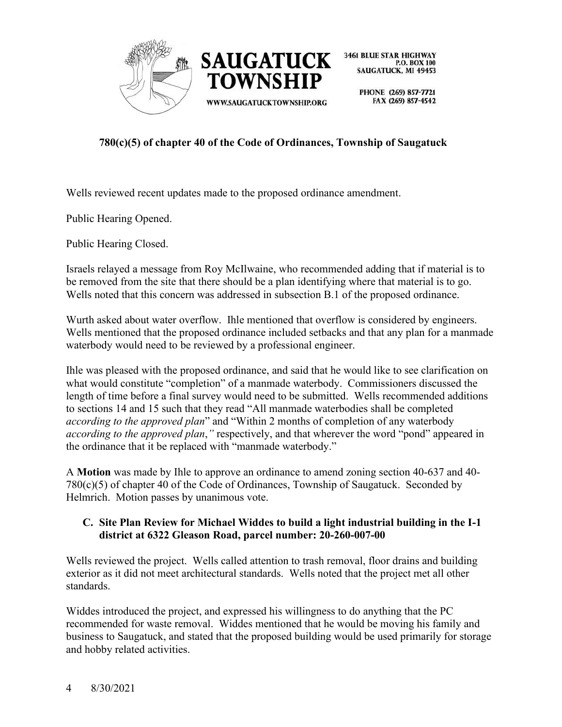**780(c)(5) of chapter 40 of the Code of Ordinances, Township of Saugatuck**

Wells reviewed recent updates made to the proposed ordinance amendment.

Public Hearing Opened.

Public Hearing Closed.

Israels relayed a message from Roy McIlwaine, who recommended adding that if material is to be removed from the site that there should be a plan identifying where that material is to go. Wells noted that this concern was addressed in subsection B.1 of the proposed ordinance.

Wurth asked about water overflow. Ihle mentioned that overflow is considered by engineers. Wells mentioned that the proposed ordinance included setbacks and that any plan for a manmade waterbody would need to be reviewed by a professional engineer.

Ihle was pleased with the proposed ordinance, and said that he would like to see clarification on what would constitute "completion" of a manmade waterbody. Commissioners discussed the length of time before a final survey would need to be submitted. Wells recommended additions to sections 14 and 15 such that they read "All manmade waterbodies shall be completed *according to the approved plan*" and "Within 2 months of completion of any waterbody *according to the approved plan*," respectively, and that wherever the word "pond" appeared in the ordinance that it be replaced with "manmade waterbody."

A **Motion** was made by Ihle to approve an ordinance to amend zoning section 40-637 and 40-780(c)(5) of chapter 40 of the Code of Ordinances, Township of Saugatuck. Seconded by Helmrich. Motion passes by unanimous vote.

**C. Site Plan Review for Michael Widdes to build a light industrial building in the I-1 district at 6322 Gleason Road, parcel number: 20-260-007-00**

Wells reviewed the project. Wells called attention to trash removal, floor drains and building exterior as it did not meet architectural standards. Wells noted that the project met all other standards.

Widdes introduced the project, and expressed his willingness to do anything that the PC recommended for waste removal. Widdes mentioned that he would be moving his family and business to Saugatuck, and stated that the proposed building would be used primarily for storage and hobby related activities.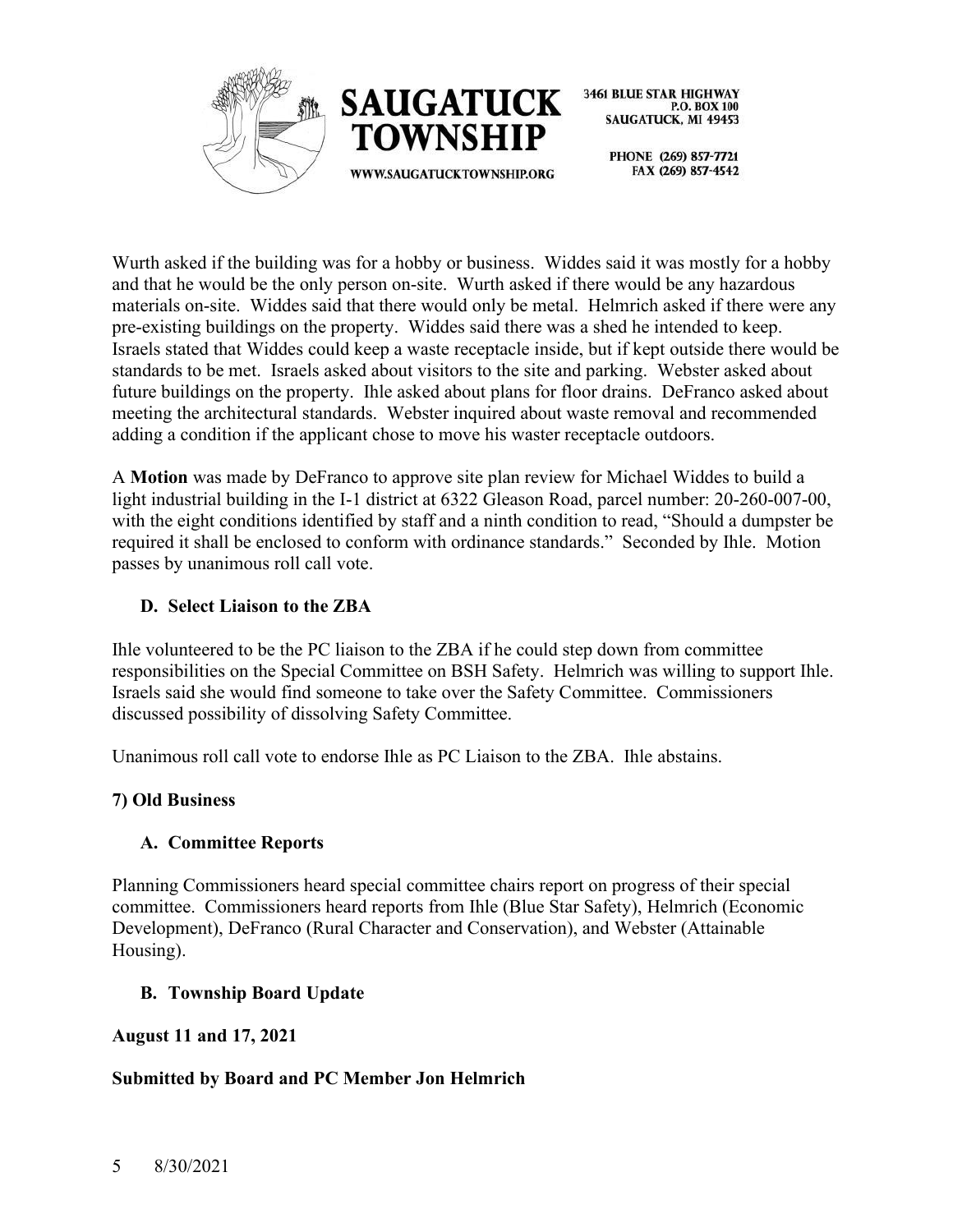Wurth asked if the building was for a hobby or business. Widdes said it was mostly for a hobby and that he would be the only person on-site. Wurth asked if there would be any hazardous materials on-site. Widdes said that there would only be metal. Helmrich asked if there were any pre-existing buildings on the property. Widdes said there was a shed he intended to keep. Israels stated that Widdes could keep a waste receptacle inside, but if kept outside there would be standards to be met. Israels asked about visitors to the site and parking. Webster asked about future buildings on the property. Ihle asked about plans for floor drains. DeFranco asked about meeting the architectural standards. Webster inquired about waste removal and recommended adding a condition if the applicant chose to move his waster receptacle outdoors.

A **Motion** was made by DeFranco to approve site plan review for Michael Widdes to build a light industrial building in the I-1 district at 6322 Gleason Road, parcel number: 20-260-007-00, with the eight conditions identified by staff and a ninth condition to read, "Should a dumpster be required it shall be enclosed to conform with ordinance standards." Seconded by Ihle. Motion passes by unanimous roll call vote.

### D. Select Liaison to the ZBA

Ihle volunteered to be the PC liaison to the ZBA if he could step down from committee responsibilities on the Special Committee on BSH Safety. Helmrich was willing to support Ihle. Israels said she would find someone to take over the Safety Committee. Commissioners discussed possibility of dissolving Safety Committee.

Unanimous roll call vote to endorse Ihle as PC Liaison to the ZBA. Ihle abstains.

## 7) Old Business

### A. Committee Reports

Planning Commissioners heard special committee chairs report on progress of their special committee. Commissioners heard reports from Ihle (Blue Star Safety), Helmrich (Economic Development), DeFranco (Rural Character and Conservation), and Webster (Attainable Housing).

### B. Township Board Update

**August 11 and 17, 2021**

**Submitted by Board and PC Member Jon Helmrich**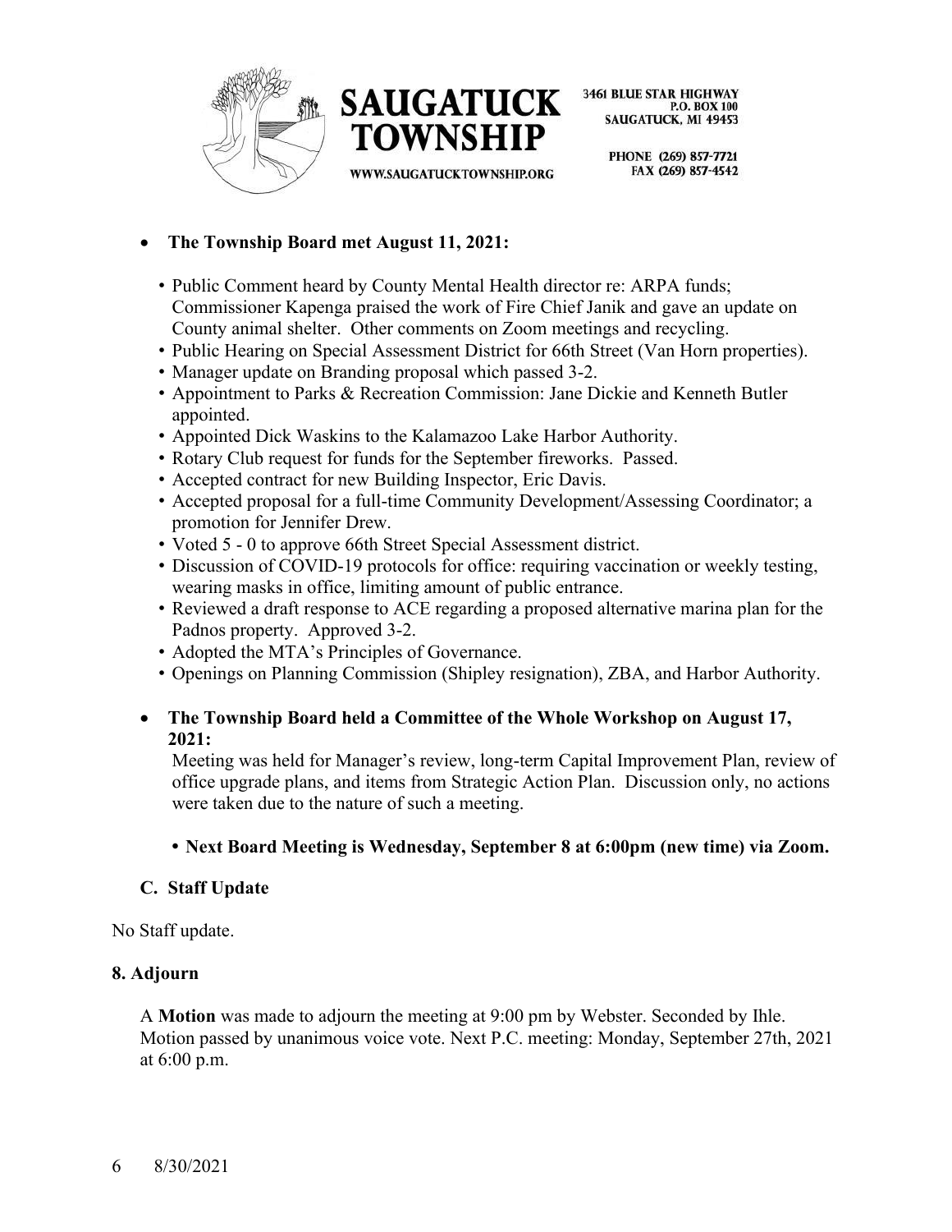- **The Township Board met August 11, 2021:**
  - Public Comment heard by County Mental Health director re: ARPA funds; Commissioner Kapenga praised the work of Fire Chief Janik and gave an update on County animal shelter. Other comments on Zoom meetings and recycling.
  - Public Hearing on Special Assessment District for 66th Street (Van Horn properties).
  - Manager update on Branding proposal which passed 3-2.
  - Appointment to Parks & Recreation Commission: Jane Dickie and Kenneth Butler appointed.
  - Appointed Dick Waskins to the Kalamazoo Lake Harbor Authority.
  - Rotary Club request for funds for the September fireworks. Passed.
  - Accepted contract for new Building Inspector, Eric Davis.
  - Accepted proposal for a full-time Community Development/Assessing Coordinator; a promotion for Jennifer Drew.
  - Voted 5 - 0 to approve 66th Street Special Assessment district.
  - Discussion of COVID-19 protocols for office: requiring vaccination or weekly testing, wearing masks in office, limiting amount of public entrance.
  - Reviewed a draft response to ACE regarding a proposed alternative marina plan for the Padnos property. Approved 3-2.
  - Adopted the MTA's Principles of Governance.
  - Openings on Planning Commission (Shipley resignation), ZBA, and Harbor Authority.

- **The Township Board held a Committee of the Whole Workshop on August 17, 2021:**
  Meeting was held for Manager's review, long-term Capital Improvement Plan, review of office upgrade plans, and items from Strategic Action Plan. Discussion only, no actions were taken due to the nature of such a meeting.

  - **Next Board Meeting is Wednesday, September 8 at 6:00pm (new time) via Zoom.**

### C. Staff Update

No Staff update.

### 8. Adjourn

A **Motion** was made to adjourn the meeting at 9:00 pm by Webster. Seconded by Ihle. Motion passed by unanimous voice vote. Next P.C. meeting: Monday, September 27th, 2021 at 6:00 p.m.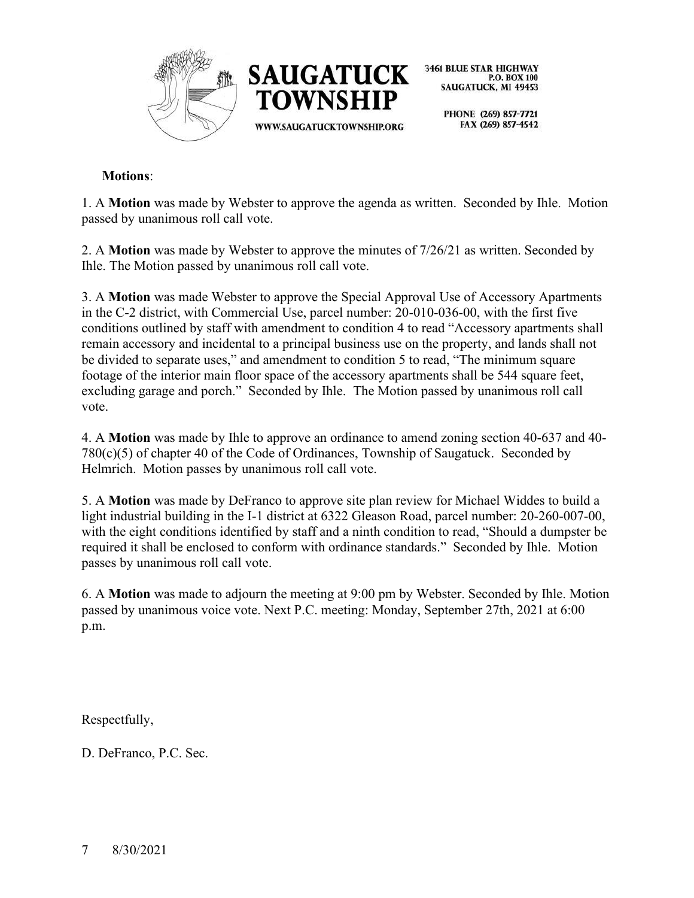**Motions**:

1. A **Motion** was made by Webster to approve the agenda as written. Seconded by Ihle. Motion passed by unanimous roll call vote.

2. A **Motion** was made by Webster to approve the minutes of 7/26/21 as written. Seconded by Ihle. The Motion passed by unanimous roll call vote.

3. A **Motion** was made Webster to approve the Special Approval Use of Accessory Apartments in the C-2 district, with Commercial Use, parcel number: 20-010-036-00, with the first five conditions outlined by staff with amendment to condition 4 to read "Accessory apartments shall remain accessory and incidental to a principal business use on the property, and lands shall not be divided to separate uses," and amendment to condition 5 to read, "The minimum square footage of the interior main floor space of the accessory apartments shall be 544 square feet, excluding garage and porch." Seconded by Ihle. The Motion passed by unanimous roll call vote.

4. A **Motion** was made by Ihle to approve an ordinance to amend zoning section 40-637 and 40-780(c)(5) of chapter 40 of the Code of Ordinances, Township of Saugatuck. Seconded by Helmrich. Motion passes by unanimous roll call vote.

5. A **Motion** was made by DeFranco to approve site plan review for Michael Widdes to build a light industrial building in the I-1 district at 6322 Gleason Road, parcel number: 20-260-007-00, with the eight conditions identified by staff and a ninth condition to read, "Should a dumpster be required it shall be enclosed to conform with ordinance standards." Seconded by Ihle. Motion passes by unanimous roll call vote.

6. A **Motion** was made to adjourn the meeting at 9:00 pm by Webster. Seconded by Ihle. Motion passed by unanimous voice vote. Next P.C. meeting: Monday, September 27th, 2021 at 6:00 p.m.

Respectfully,

D. DeFranco, P.C. Sec.